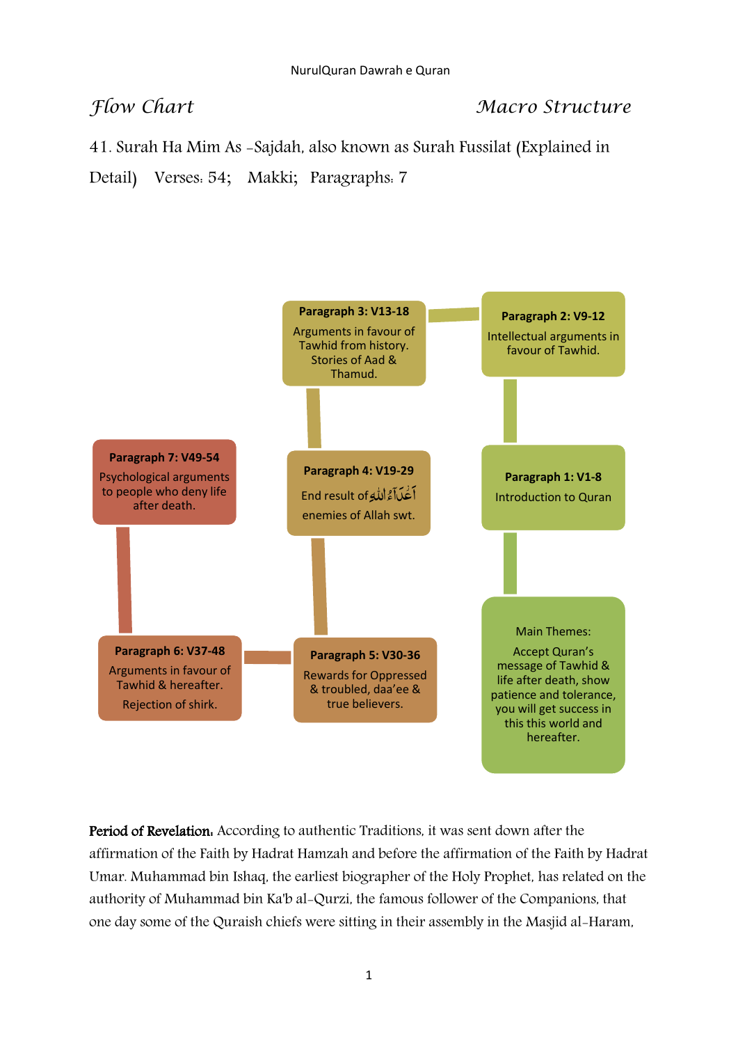*Flow Chart* *Macro Structure*

41. Surah Ha Mim As -Sajdah, also known as Surah Fussilat (Explained in Detail) Verses: 54; Makki; Paragraphs: 7

**Paragraph 1: V1-8**
Introduction to Quran

**Paragraph 2: V9-12**
Intellectual arguments in favour of Tawhid.

**Paragraph 3: V13-18**
Arguments in favour of Tawhid from history. Stories of Aad & Thamud.

**Paragraph 4: V19-29**
End result of أَعۡدَآءُ ٱللَّهِ enemies of Allah swt.

**Paragraph 5: V30-36**
Rewards for Oppressed & troubled, daa'ee & true believers.

**Paragraph 6: V37-48**
Arguments in favour of Tawhid & hereafter.
Rejection of shirk.

**Paragraph 7: V49-54**
Psychological arguments to people who deny life after death.

Main Themes:
Accept Quran's message of Tawhid & life after death, show patience and tolerance, you will get success in this this world and hereafter.

**Period of Revelation:** According to authentic Traditions, it was sent down after the affirmation of the Faith by Hadrat Hamzah and before the affirmation of the Faith by Hadrat Umar. Muhammad bin Ishaq, the earliest biographer of the Holy Prophet, has related on the authority of Muhammad bin Ka'b al-Qurzi, the famous follower of the Companions, that one day some of the Quraish chiefs were sitting in their assembly in the Masjid al-Haram,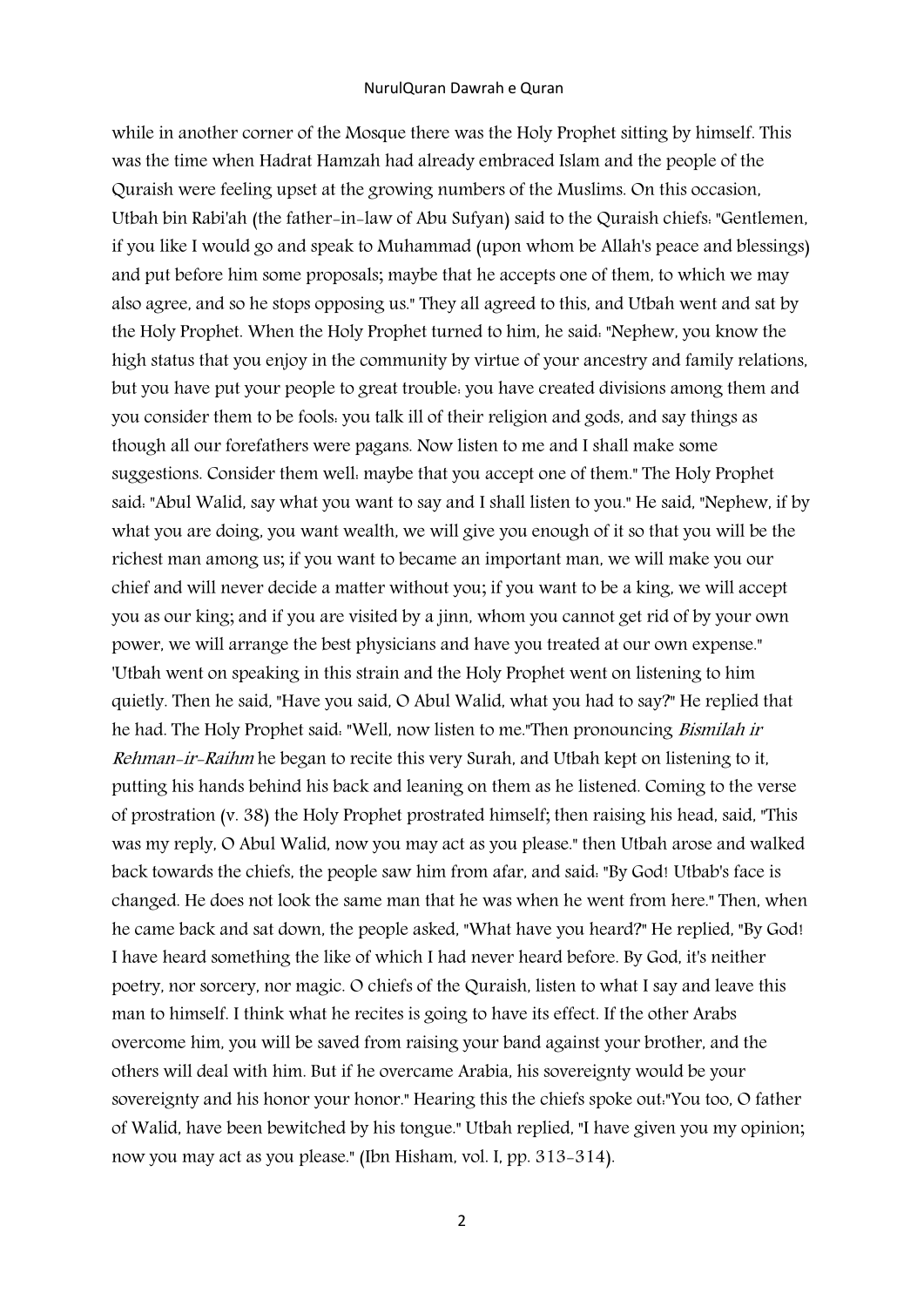while in another corner of the Mosque there was the Holy Prophet sitting by himself. This was the time when Hadrat Hamzah had already embraced Islam and the people of the Quraish were feeling upset at the growing numbers of the Muslims. On this occasion, Utbah bin Rabi'ah (the father-in-law of Abu Sufyan) said to the Quraish chiefs: "Gentlemen, if you like I would go and speak to Muhammad (upon whom be Allah's peace and blessings) and put before him some proposals; maybe that he accepts one of them, to which we may also agree, and so he stops opposing us." They all agreed to this, and Utbah went and sat by the Holy Prophet. When the Holy Prophet turned to him, he said: "Nephew, you know the high status that you enjoy in the community by virtue of your ancestry and family relations, but you have put your people to great trouble: you have created divisions among them and you consider them to be fools: you talk ill of their religion and gods, and say things as though all our forefathers were pagans. Now listen to me and I shall make some suggestions. Consider them well: maybe that you accept one of them." The Holy Prophet said: "Abul Walid, say what you want to say and I shall listen to you." He said, "Nephew, if by what you are doing, you want wealth, we will give you enough of it so that you will be the richest man among us; if you want to became an important man, we will make you our chief and will never decide a matter without you; if you want to be a king, we will accept you as our king; and if you are visited by a jinn, whom you cannot get rid of by your own power, we will arrange the best physicians and have you treated at our own expense." 'Utbah went on speaking in this strain and the Holy Prophet went on listening to him quietly. Then he said, "Have you said, O Abul Walid, what you had to say?" He replied that he had. The Holy Prophet said: "Well, now listen to me."Then pronouncing *Bismilah ir Rehman-ir-Raihm* he began to recite this very Surah, and Utbah kept on listening to it, putting his hands behind his back and leaning on them as he listened. Coming to the verse of prostration (v. 38) the Holy Prophet prostrated himself; then raising his head, said, "This was my reply, O Abul Walid, now you may act as you please." then Utbah arose and walked back towards the chiefs, the people saw him from afar, and said: "By God! Utbab's face is changed. He does not look the same man that he was when he went from here." Then, when he came back and sat down, the people asked, "What have you heard?" He replied, "By God! I have heard something the like of which I had never heard before. By God, it's neither poetry, nor sorcery, nor magic. O chiefs of the Quraish, listen to what I say and leave this man to himself. I think what he recites is going to have its effect. If the other Arabs overcome him, you will be saved from raising your band against your brother, and the others will deal with him. But if he overcame Arabia, his sovereignty would be your sovereignty and his honor your honor." Hearing this the chiefs spoke out:"You too, O father of Walid, have been bewitched by his tongue." Utbah replied, "I have given you my opinion; now you may act as you please." (Ibn Hisham, vol. I, pp. 313-314).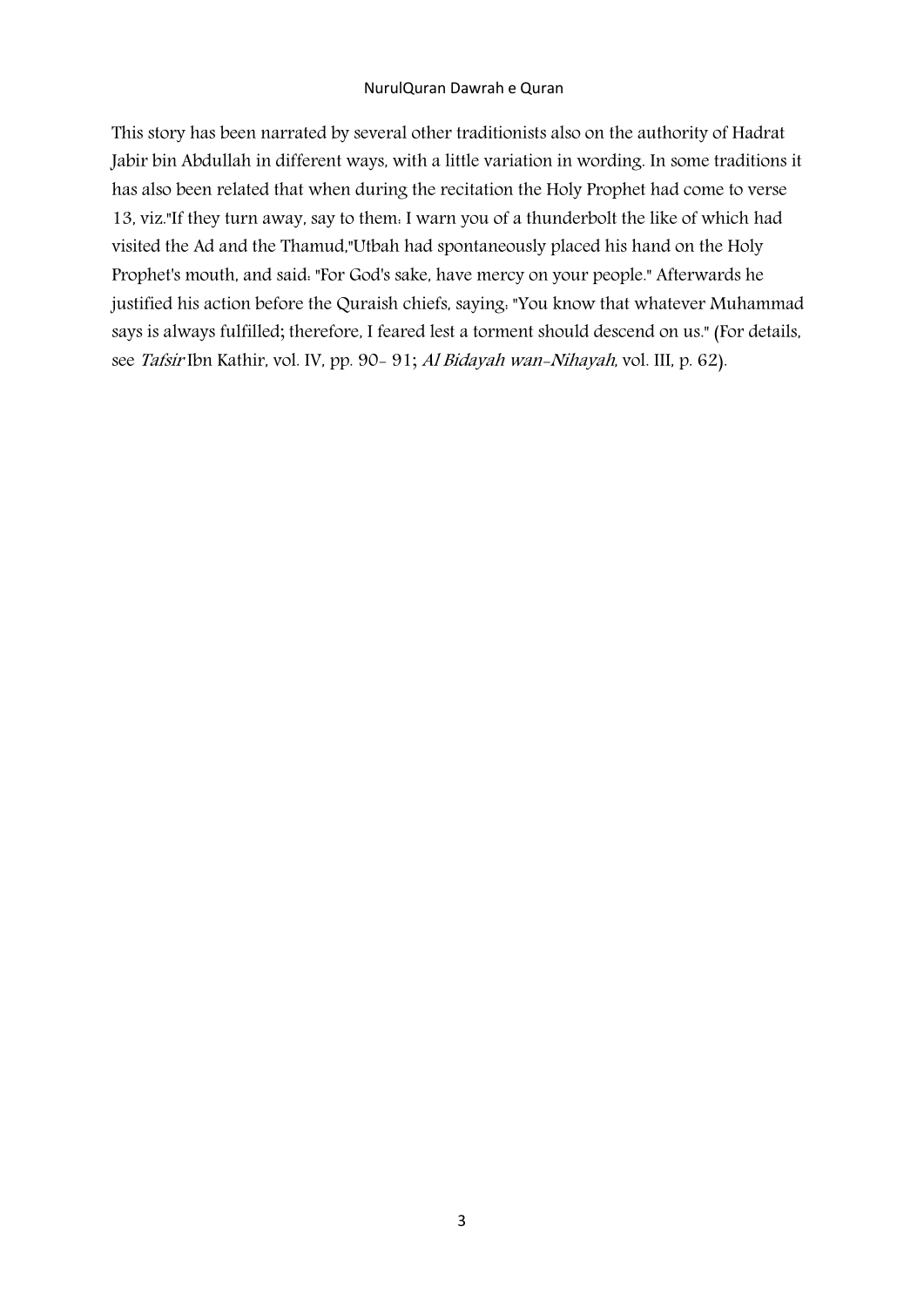This story has been narrated by several other traditionists also on the authority of Hadrat Jabir bin Abdullah in different ways, with a little variation in wording. In some traditions it has also been related that when during the recitation the Holy Prophet had come to verse 13, viz."If they turn away, say to them: I warn you of a thunderbolt the like of which had visited the Ad and the Thamud,"Utbah had spontaneously placed his hand on the Holy Prophet's mouth, and said: "For God's sake, have mercy on your people." Afterwards he justified his action before the Quraish chiefs, saying: "You know that whatever Muhammad says is always fulfilled; therefore, I feared lest a torment should descend on us." (For details, see *Tafsir* Ibn Kathir, vol. IV, pp. 90- 91; *Al Bidayah wan-Nihayah*, vol. III, p. 62).